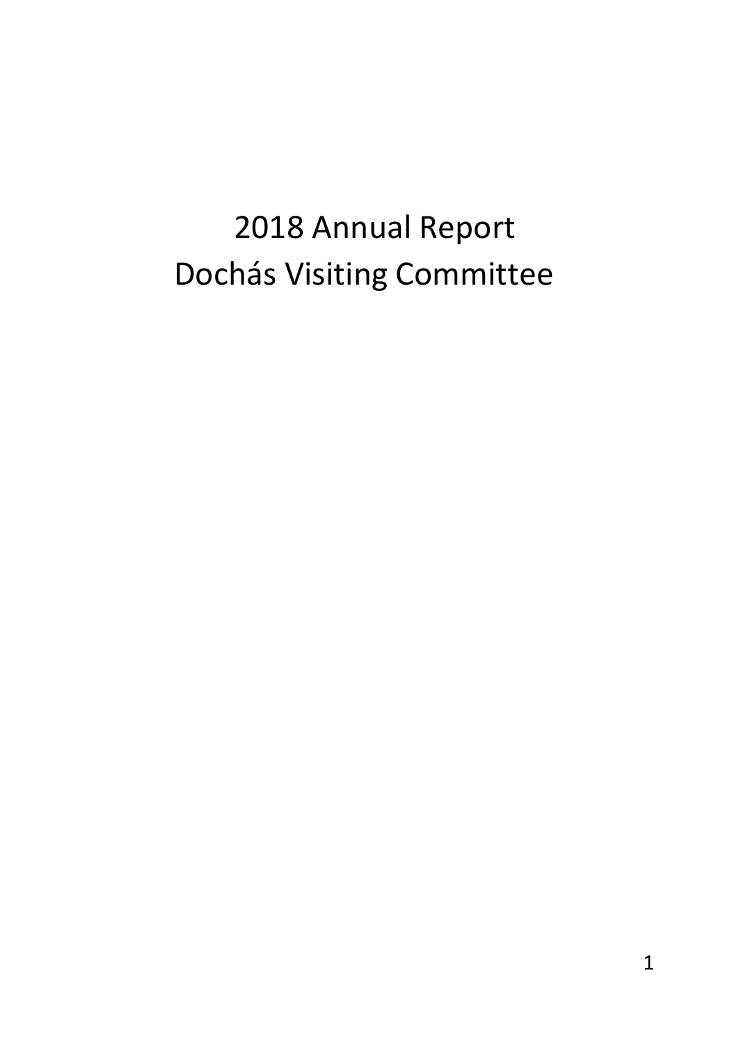# 2018 Annual Report
# Dochás Visiting Committee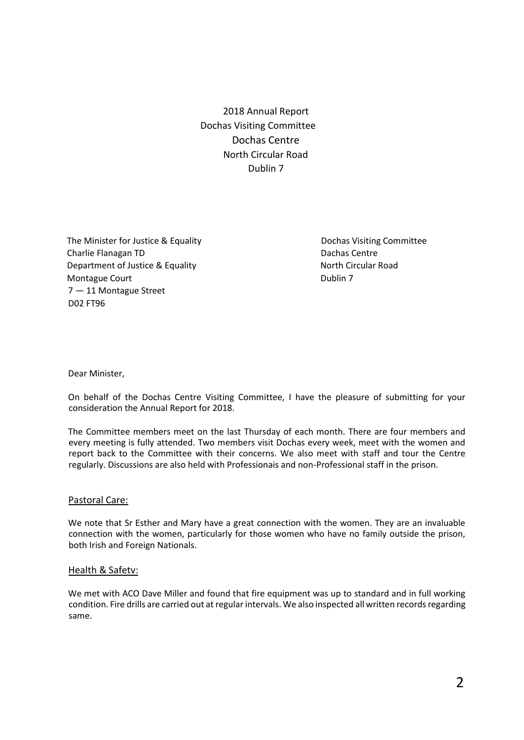2018 Annual Report
Dochas Visiting Committee
Dochas Centre
North Circular Road
Dublin 7

The Minister for Justice & Equality
Charlie Flanagan TD
Department of Justice & Equality
Montague Court
7 — 11 Montague Street
D02 FT96

Dochas Visiting Committee
Dachas Centre
North Circular Road
Dublin 7

Dear Minister,

On behalf of the Dochas Centre Visiting Committee, I have the pleasure of submitting for your consideration the Annual Report for 2018.

The Committee members meet on the last Thursday of each month. There are four members and every meeting is fully attended. Two members visit Dochas every week, meet with the women and report back to the Committee with their concerns. We also meet with staff and tour the Centre regularly. Discussions are also held with Professionais and non-Professional staff in the prison.

## Pastoral Care:

We note that Sr Esther and Mary have a great connection with the women. They are an invaluable connection with the women, particularly for those women who have no family outside the prison, both Irish and Foreign Nationals.

## Health & Safetv:

We met with ACO Dave Miller and found that fire equipment was up to standard and in full working condition. Fire drills are carried out at regular intervals. We also inspected all written records regarding same.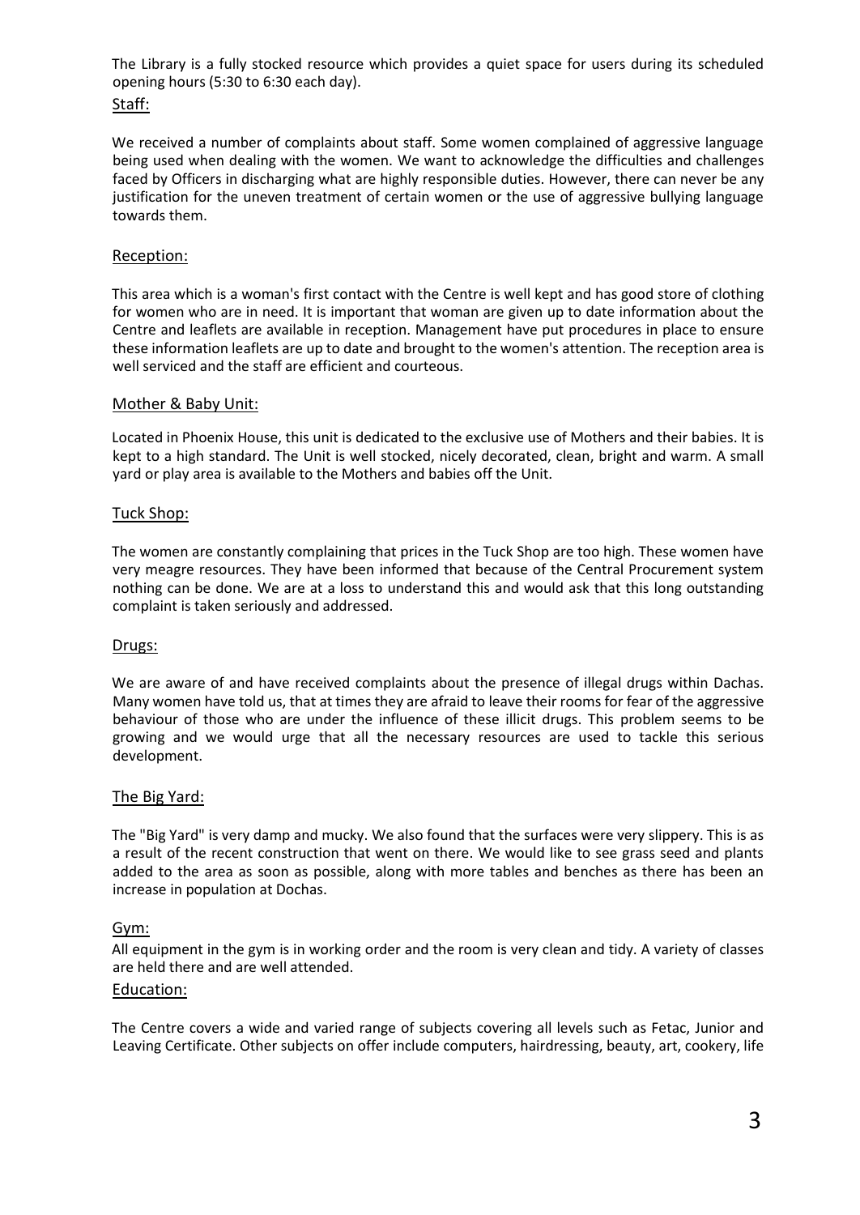The Library is a fully stocked resource which provides a quiet space for users during its scheduled opening hours (5:30 to 6:30 each day).

## Staff:

We received a number of complaints about staff. Some women complained of aggressive language being used when dealing with the women. We want to acknowledge the difficulties and challenges faced by Officers in discharging what are highly responsible duties. However, there can never be any justification for the uneven treatment of certain women or the use of aggressive bullying language towards them.

## Reception:

This area which is a woman's first contact with the Centre is well kept and has good store of clothing for women who are in need. It is important that woman are given up to date information about the Centre and leaflets are available in reception. Management have put procedures in place to ensure these information leaflets are up to date and brought to the women's attention. The reception area is well serviced and the staff are efficient and courteous.

## Mother & Baby Unit:

Located in Phoenix House, this unit is dedicated to the exclusive use of Mothers and their babies. It is kept to a high standard. The Unit is well stocked, nicely decorated, clean, bright and warm. A small yard or play area is available to the Mothers and babies off the Unit.

## Tuck Shop:

The women are constantly complaining that prices in the Tuck Shop are too high. These women have very meagre resources. They have been informed that because of the Central Procurement system nothing can be done. We are at a loss to understand this and would ask that this long outstanding complaint is taken seriously and addressed.

## Drugs:

We are aware of and have received complaints about the presence of illegal drugs within Dochas. Many women have told us, that at times they are afraid to leave their rooms for fear of the aggressive behaviour of those who are under the influence of these illicit drugs. This problem seems to be growing and we would urge that all the necessary resources are used to tackle this serious development.

## The Big Yard:

The "Big Yard" is very damp and mucky. We also found that the surfaces were very slippery. This is as a result of the recent construction that went on there. We would like to see grass seed and plants added to the area as soon as possible, along with more tables and benches as there has been an increase in population at Dochas.

## Gym:

All equipment in the gym is in working order and the room is very clean and tidy. A variety of classes are held there and are well attended.

## Education:

The Centre covers a wide and varied range of subjects covering all levels such as Fetac, Junior and Leaving Certificate. Other subjects on offer include computers, hairdressing, beauty, art, cookery, life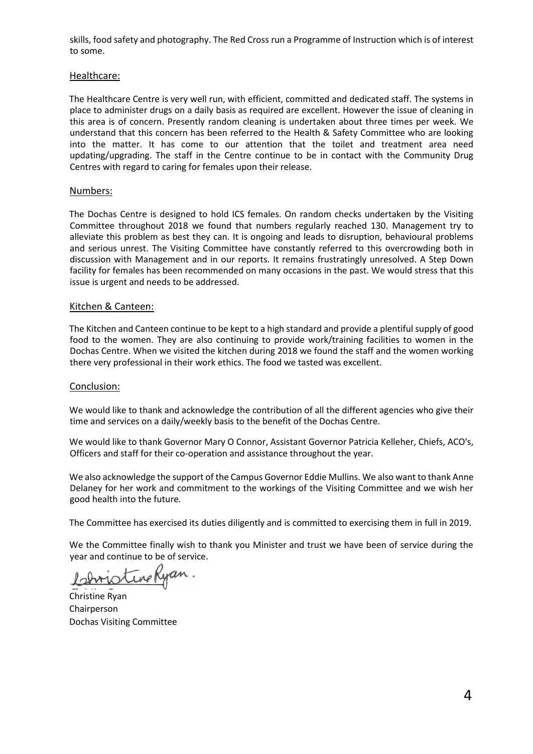skills, food safety and photography. The Red Cross run a Programme of Instruction which is of interest to some.

## Healthcare:

The Healthcare Centre is very well run, with efficient, committed and dedicated staff. The systems in place to administer drugs on a daily basis as required are excellent. However the issue of cleaning in this area is of concern. Presently random cleaning is undertaken about three times per week. We understand that this concern has been referred to the Health & Safety Committee who are looking into the matter. It has come to our attention that the toilet and treatment area need updating/upgrading. The staff in the Centre continue to be in contact with the Community Drug Centres with regard to caring for females upon their release.

## Numbers:

The Dochas Centre is designed to hold ICS females. On random checks undertaken by the Visiting Committee throughout 2018 we found that numbers regularly reached 130. Management try to alleviate this problem as best they can. It is ongoing and leads to disruption, behavioural problems and serious unrest. The Visiting Committee have constantly referred to this overcrowding both in discussion with Management and in our reports. It remains frustratingly unresolved. A Step Down facility for females has been recommended on many occasions in the past. We would stress that this issue is urgent and needs to be addressed.

## Kitchen & Canteen:

The Kitchen and Canteen continue to be kept to a high standard and provide a plentiful supply of good food to the women. They are also continuing to provide work/training facilities to women in the Dochas Centre. When we visited the kitchen during 2018 we found the staff and the women working there very professional in their work ethics. The food we tasted was excellent.

## Conclusion:

We would like to thank and acknowledge the contribution of all the different agencies who give their time and services on a daily/weekly basis to the benefit of the Dochas Centre.

We would like to thank Governor Mary O Connor, Assistant Governor Patricia Kelleher, Chiefs, ACO's, Officers and staff for their co-operation and assistance throughout the year.

We also acknowledge the support of the Campus Governor Eddie Mullins. We also want to thank Anne Delaney for her work and commitment to the workings of the Visiting Committee and we wish her good health into the future.

The Committee has exercised its duties diligently and is committed to exercising them in full in 2019.

We the Committee finally wish to thank you Minister and trust we have been of service during the year and continue to be of service.

Christine Ryan

Christine Ryan  
Chairperson  
Dochas Visiting Committee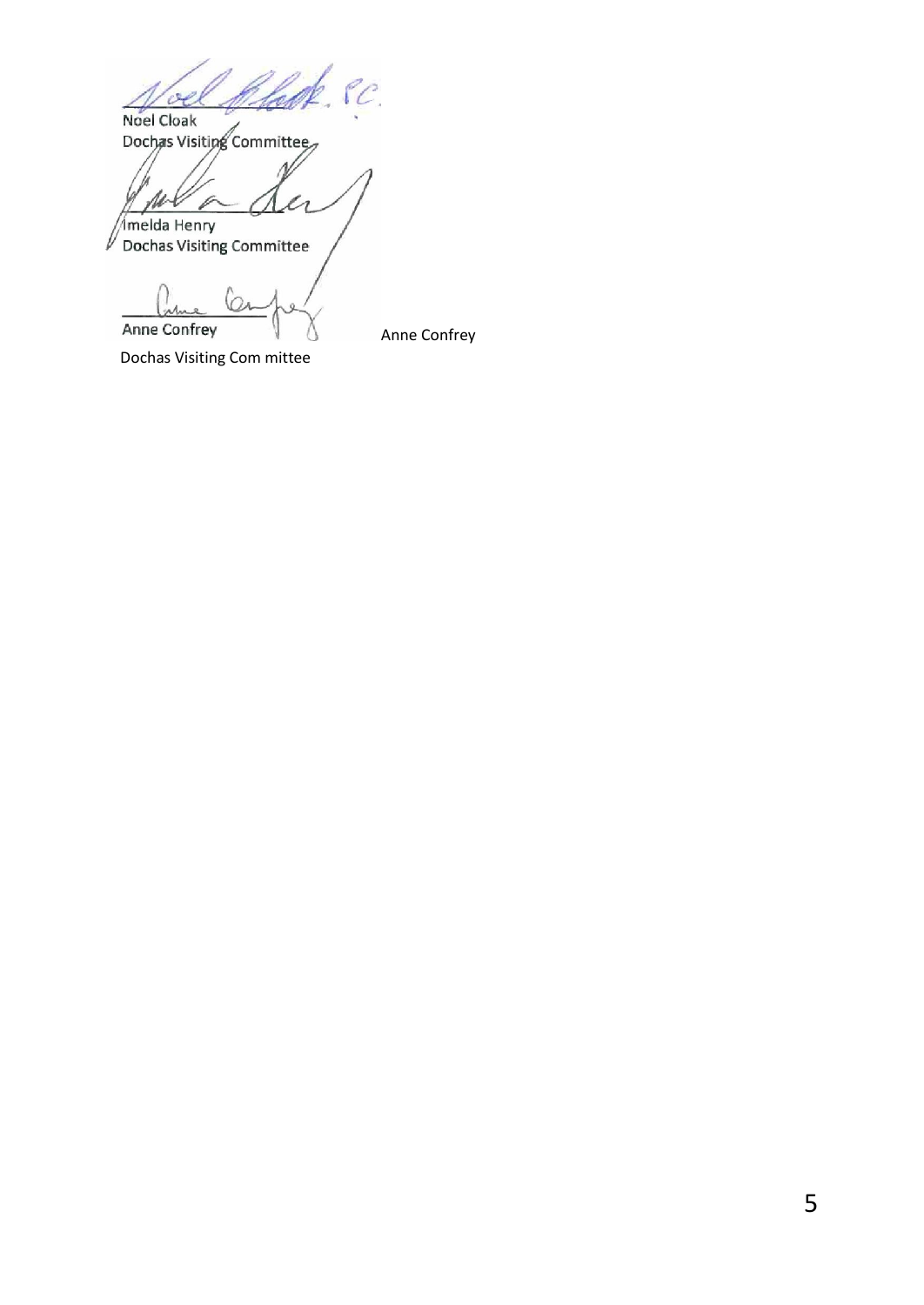Noel Cloak
Dochas Visiting Committee

Imelda Henry
Dochas Visiting Committee

Anne Confrey

Anne Confrey

Dochas Visiting Com mittee